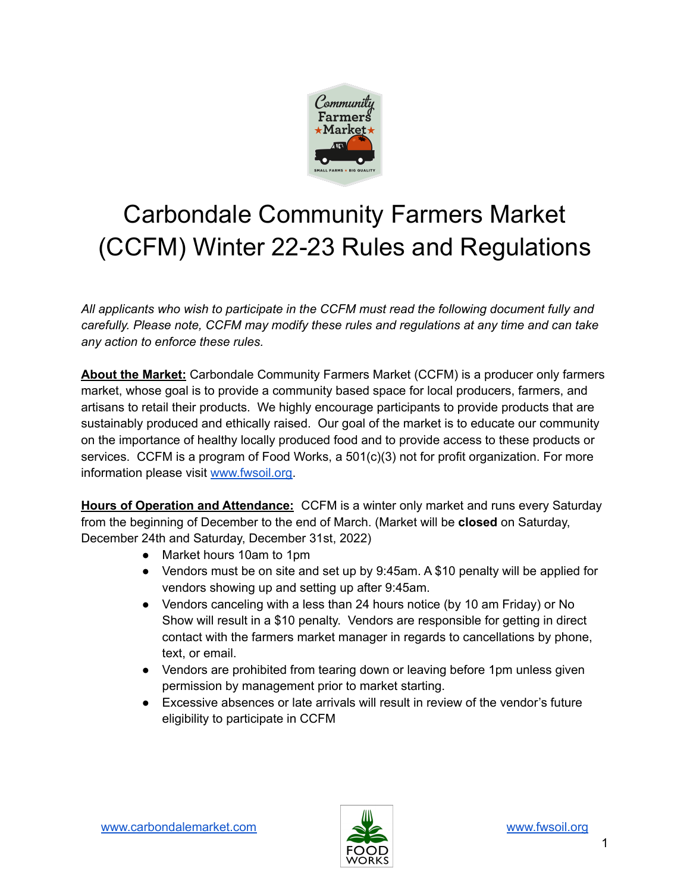# Carbondale Community Farmers Market (CCFM) Winter 22-23 Rules and Regulations

*All applicants who wish to participate in the CCFM must read the following document fully and carefully. Please note, CCFM may modify these rules and regulations at any time and can take any action to enforce these rules.*

**About the Market:** Carbondale Community Farmers Market (CCFM) is a producer only farmers market, whose goal is to provide a community based space for local producers, farmers, and artisans to retail their products. We highly encourage participants to provide products that are sustainably produced and ethically raised. Our goal of the market is to educate our community on the importance of healthy locally produced food and to provide access to these products or services. CCFM is a program of Food Works, a 501(c)(3) not for profit organization. For more information please visit www.fwsoil.org.

**Hours of Operation and Attendance:** CCFM is a winter only market and runs every Saturday from the beginning of December to the end of March. (Market will be **closed** on Saturday, December 24th and Saturday, December 31st, 2022)

- Market hours 10am to 1pm
- Vendors must be on site and set up by 9:45am. A $10 penalty will be applied for vendors showing up and setting up after 9:45am.
- Vendors canceling with a less than 24 hours notice (by 10 am Friday) or No Show will result in a $10 penalty. Vendors are responsible for getting in direct contact with the farmers market manager in regards to cancellations by phone, text, or email.
- Vendors are prohibited from tearing down or leaving before 1pm unless given permission by management prior to market starting.
- Excessive absences or late arrivals will result in review of the vendor's future eligibility to participate in CCFM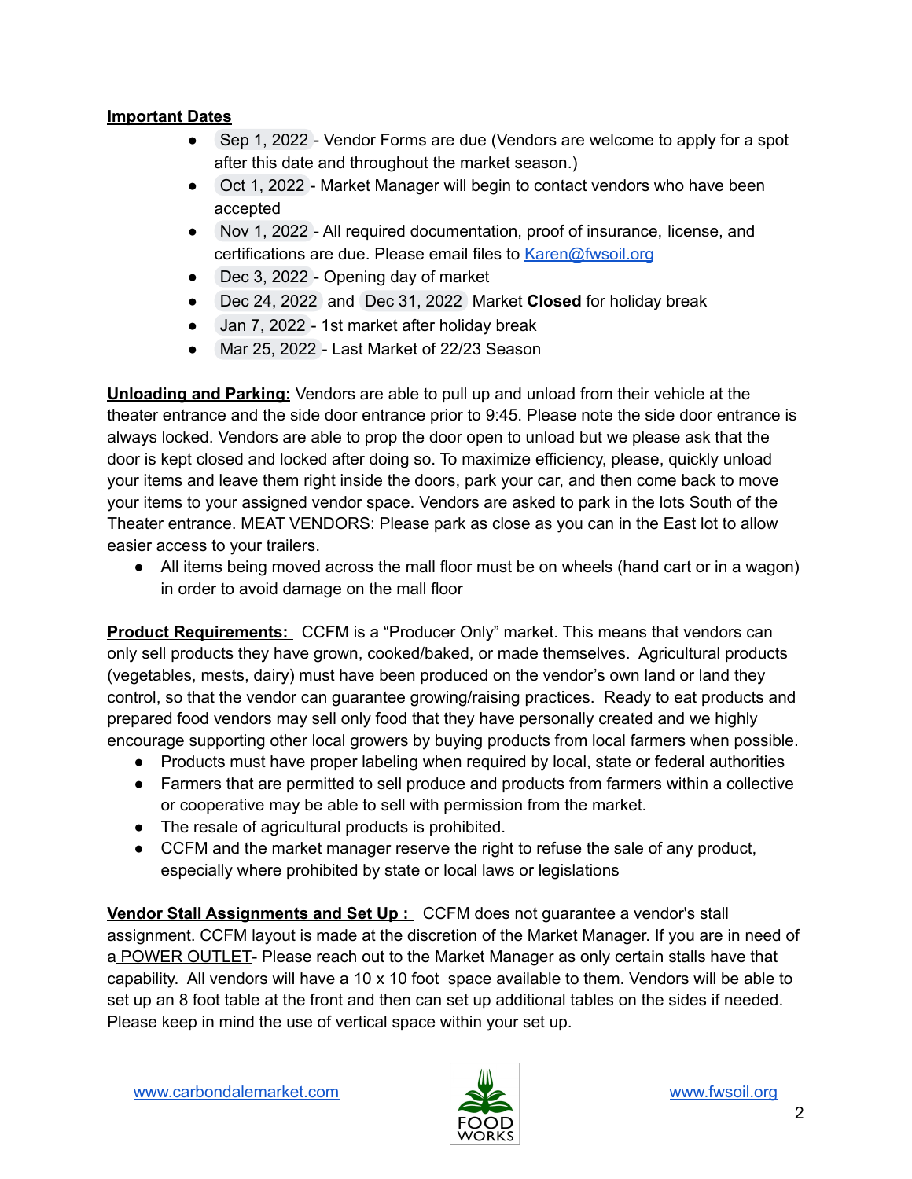**Important Dates**

- Sep 1, 2022 - Vendor Forms are due (Vendors are welcome to apply for a spot after this date and throughout the market season.)
- Oct 1, 2022 - Market Manager will begin to contact vendors who have been accepted
- Nov 1, 2022 - All required documentation, proof of insurance, license, and certifications are due. Please email files to Karen@fwsoil.org
- Dec 3, 2022 - Opening day of market
- Dec 24, 2022 and Dec 31, 2022 Market **Closed** for holiday break
- Jan 7, 2022 - 1st market after holiday break
- Mar 25, 2022 - Last Market of 22/23 Season

**Unloading and Parking:** Vendors are able to pull up and unload from their vehicle at the theater entrance and the side door entrance prior to 9:45. Please note the side door entrance is always locked. Vendors are able to prop the door open to unload but we please ask that the door is kept closed and locked after doing so. To maximize efficiency, please, quickly unload your items and leave them right inside the doors, park your car, and then come back to move your items to your assigned vendor space. Vendors are asked to park in the lots South of the Theater entrance. MEAT VENDORS: Please park as close as you can in the East lot to allow easier access to your trailers.

- All items being moved across the mall floor must be on wheels (hand cart or in a wagon) in order to avoid damage on the mall floor

**Product Requirements:** CCFM is a "Producer Only" market. This means that vendors can only sell products they have grown, cooked/baked, or made themselves. Agricultural products (vegetables, mests, dairy) must have been produced on the vendor's own land or land they control, so that the vendor can guarantee growing/raising practices. Ready to eat products and prepared food vendors may sell only food that they have personally created and we highly encourage supporting other local growers by buying products from local farmers when possible.

- Products must have proper labeling when required by local, state or federal authorities
- Farmers that are permitted to sell produce and products from farmers within a collective or cooperative may be able to sell with permission from the market.
- The resale of agricultural products is prohibited.
- CCFM and the market manager reserve the right to refuse the sale of any product, especially where prohibited by state or local laws or legislations

**Vendor Stall Assignments and Set Up :** CCFM does not guarantee a vendor's stall assignment. CCFM layout is made at the discretion of the Market Manager. If you are in need of a POWER OUTLET- Please reach out to the Market Manager as only certain stalls have that capability. All vendors will have a 10 x 10 foot space available to them. Vendors will be able to set up an 8 foot table at the front and then can set up additional tables on the sides if needed. Please keep in mind the use of vertical space within your set up.

www.carbondalemarket.com www.fwsoil.org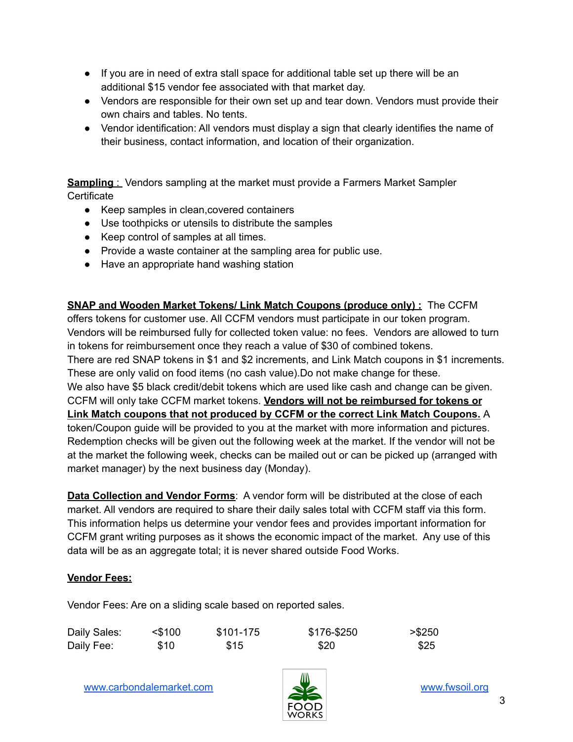- If you are in need of extra stall space for additional table set up there will be an additional $15 vendor fee associated with that market day.
- Vendors are responsible for their own set up and tear down. Vendors must provide their own chairs and tables. No tents.
- Vendor identification: All vendors must display a sign that clearly identifies the name of their business, contact information, and location of their organization.

**Sampling :** Vendors sampling at the market must provide a Farmers Market Sampler Certificate

- Keep samples in clean,covered containers
- Use toothpicks or utensils to distribute the samples
- Keep control of samples at all times.
- Provide a waste container at the sampling area for public use.
- Have an appropriate hand washing station

**SNAP and Wooden Market Tokens/ Link Match Coupons (produce only) :** The CCFM offers tokens for customer use. All CCFM vendors must participate in our token program. Vendors will be reimbursed fully for collected token value: no fees. Vendors are allowed to turn in tokens for reimbursement once they reach a value of $30 of combined tokens.
There are red SNAP tokens in $1 and $2 increments, and Link Match coupons in $1 increments. These are only valid on food items (no cash value).Do not make change for these.
We also have $5 black credit/debit tokens which are used like cash and change can be given. CCFM will only take CCFM market tokens. **Vendors will not be reimbursed for tokens or Link Match coupons that not produced by CCFM or the correct Link Match Coupons.** A token/Coupon guide will be provided to you at the market with more information and pictures. Redemption checks will be given out the following week at the market. If the vendor will not be at the market the following week, checks can be mailed out or can be picked up (arranged with market manager) by the next business day (Monday).

**Data Collection and Vendor Forms**: A vendor form will be distributed at the close of each market. All vendors are required to share their daily sales total with CCFM staff via this form. This information helps us determine your vendor fees and provides important information for CCFM grant writing purposes as it shows the economic impact of the market. Any use of this data will be as an aggregate total; it is never shared outside Food Works.

**Vendor Fees:**

Vendor Fees: Are on a sliding scale based on reported sales.

| Daily Sales: | <$100 | $101-175 | $176-$250 | >$250 |
|---|---|---|---|---|
| Daily Fee: | $10 | $15 | $20 | $25 |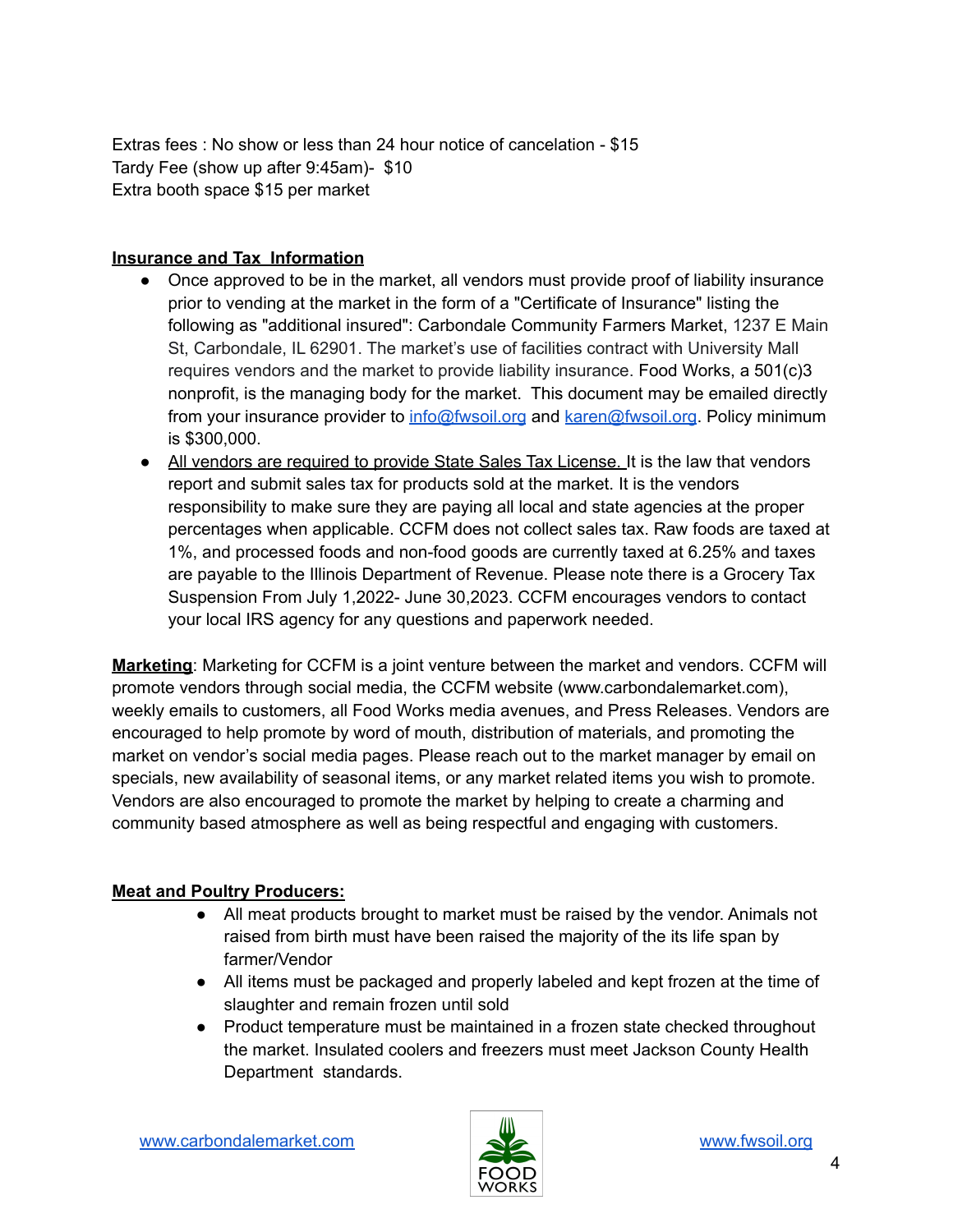Extras fees : No show or less than 24 hour notice of cancelation - $15
Tardy Fee (show up after 9:45am)- $10
Extra booth space $15 per market

**<u>Insurance and Tax Information</u>**

- Once approved to be in the market, all vendors must provide proof of liability insurance prior to vending at the market in the form of a "Certificate of Insurance" listing the following as "additional insured": Carbondale Community Farmers Market, 1237 E Main St, Carbondale, IL 62901. The market's use of facilities contract with University Mall requires vendors and the market to provide liability insurance. Food Works, a 501(c)3 nonprofit, is the managing body for the market. This document may be emailed directly from your insurance provider to [info@fwsoil.org](mailto:info@fwsoil.org) and [karen@fwsoil.org](mailto:karen@fwsoil.org). Policy minimum is $300,000.
- <u>All vendors are required to provide State Sales Tax License.</u> It is the law that vendors report and submit sales tax for products sold at the market. It is the vendors responsibility to make sure they are paying all local and state agencies at the proper percentages when applicable. CCFM does not collect sales tax. Raw foods are taxed at 1%, and processed foods and non-food goods are currently taxed at 6.25% and taxes are payable to the Illinois Department of Revenue. Please note there is a Grocery Tax Suspension From July 1,2022- June 30,2023. CCFM encourages vendors to contact your local IRS agency for any questions and paperwork needed.

**<u>Marketing</u>**: Marketing for CCFM is a joint venture between the market and vendors. CCFM will promote vendors through social media, the CCFM website (www.carbondalemarket.com), weekly emails to customers, all Food Works media avenues, and Press Releases. Vendors are encouraged to help promote by word of mouth, distribution of materials, and promoting the market on vendor's social media pages. Please reach out to the market manager by email on specials, new availability of seasonal items, or any market related items you wish to promote. Vendors are also encouraged to promote the market by helping to create a charming and community based atmosphere as well as being respectful and engaging with customers.

**<u>Meat and Poultry Producers:</u>**

- All meat products brought to market must be raised by the vendor. Animals not raised from birth must have been raised the majority of the its life span by farmer/Vendor
- All items must be packaged and properly labeled and kept frozen at the time of slaughter and remain frozen until sold
- Product temperature must be maintained in a frozen state checked throughout the market. Insulated coolers and freezers must meet Jackson County Health Department standards.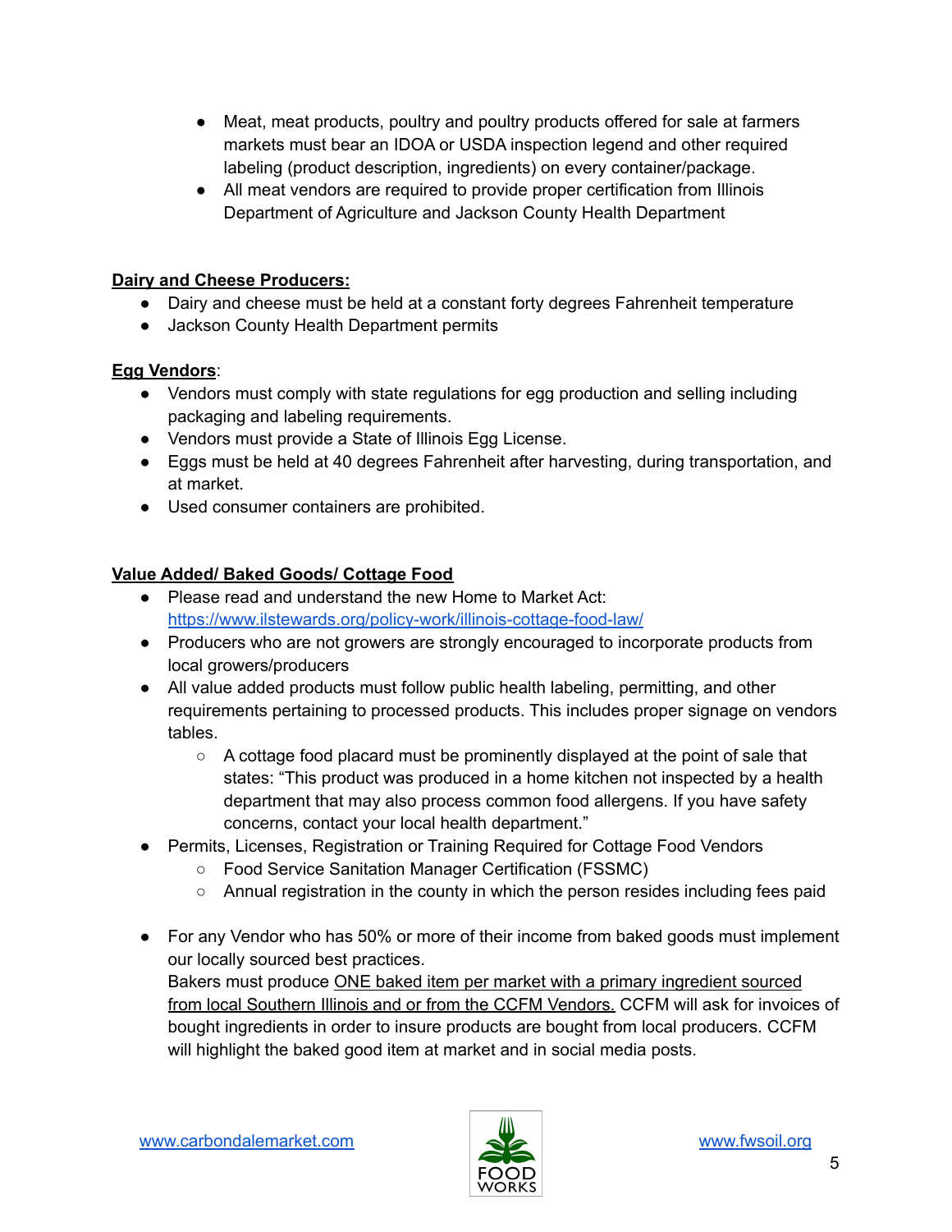- Meat, meat products, poultry and poultry products offered for sale at farmers markets must bear an IDOA or USDA inspection legend and other required labeling (product description, ingredients) on every container/package.
- All meat vendors are required to provide proper certification from Illinois Department of Agriculture and Jackson County Health Department

**Dairy and Cheese Producers:**

- Dairy and cheese must be held at a constant forty degrees Fahrenheit temperature
- Jackson County Health Department permits

**Egg Vendors**:

- Vendors must comply with state regulations for egg production and selling including packaging and labeling requirements.
- Vendors must provide a State of Illinois Egg License.
- Eggs must be held at 40 degrees Fahrenheit after harvesting, during transportation, and at market.
- Used consumer containers are prohibited.

**Value Added/ Baked Goods/ Cottage Food**

- Please read and understand the new Home to Market Act: [https://www.ilstewards.org/policy-work/illinois-cottage-food-law/](https://www.ilstewards.org/policy-work/illinois-cottage-food-law/)
- Producers who are not growers are strongly encouraged to incorporate products from local growers/producers
- All value added products must follow public health labeling, permitting, and other requirements pertaining to processed products. This includes proper signage on vendors tables.
    - A cottage food placard must be prominently displayed at the point of sale that states: "This product was produced in a home kitchen not inspected by a health department that may also process common food allergens. If you have safety concerns, contact your local health department."
- Permits, Licenses, Registration or Training Required for Cottage Food Vendors
    - Food Service Sanitation Manager Certification (FSSMC)
    - Annual registration in the county in which the person resides including fees paid

- For any Vendor who has 50% or more of their income from baked goods must implement our locally sourced best practices.
  Bakers must produce <u>ONE baked item per market with a primary ingredient sourced from local Southern Illinois and or from the CCFM Vendors.</u> CCFM will ask for invoices of bought ingredients in order to insure products are bought from local producers. CCFM will highlight the baked good item at market and in social media posts.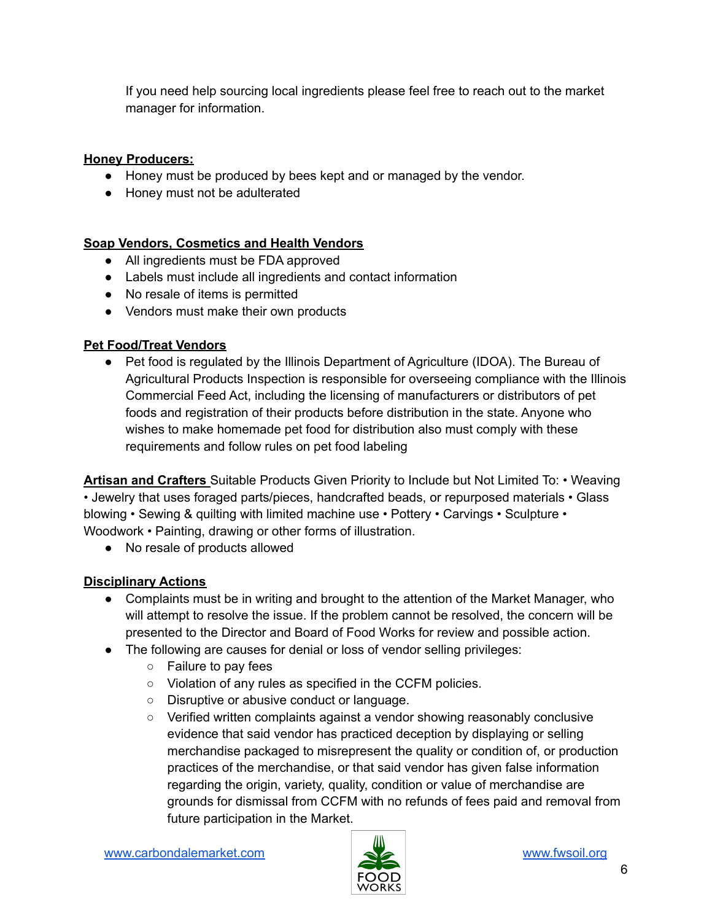If you need help sourcing local ingredients please feel free to reach out to the market manager for information.

**Honey Producers:**

- Honey must be produced by bees kept and or managed by the vendor.
- Honey must not be adulterated

**Soap Vendors, Cosmetics and Health Vendors**

- All ingredients must be FDA approved
- Labels must include all ingredients and contact information
- No resale of items is permitted
- Vendors must make their own products

**Pet Food/Treat Vendors**

- Pet food is regulated by the Illinois Department of Agriculture (IDOA). The Bureau of Agricultural Products Inspection is responsible for overseeing compliance with the Illinois Commercial Feed Act, including the licensing of manufacturers or distributors of pet foods and registration of their products before distribution in the state. Anyone who wishes to make homemade pet food for distribution also must comply with these requirements and follow rules on pet food labeling

**Artisan and Crafters** Suitable Products Given Priority to Include but Not Limited To: • Weaving • Jewelry that uses foraged parts/pieces, handcrafted beads, or repurposed materials • Glass blowing • Sewing & quilting with limited machine use • Pottery • Carvings • Sculpture • Woodwork • Painting, drawing or other forms of illustration.

- No resale of products allowed

**Disciplinary Actions**

- Complaints must be in writing and brought to the attention of the Market Manager, who will attempt to resolve the issue. If the problem cannot be resolved, the concern will be presented to the Director and Board of Food Works for review and possible action.
- The following are causes for denial or loss of vendor selling privileges:
  - Failure to pay fees
  - Violation of any rules as specified in the CCFM policies.
  - Disruptive or abusive conduct or language.
  - Verified written complaints against a vendor showing reasonably conclusive evidence that said vendor has practiced deception by displaying or selling merchandise packaged to misrepresent the quality or condition of, or production practices of the merchandise, or that said vendor has given false information regarding the origin, variety, quality, condition or value of merchandise are grounds for dismissal from CCFM with no refunds of fees paid and removal from future participation in the Market.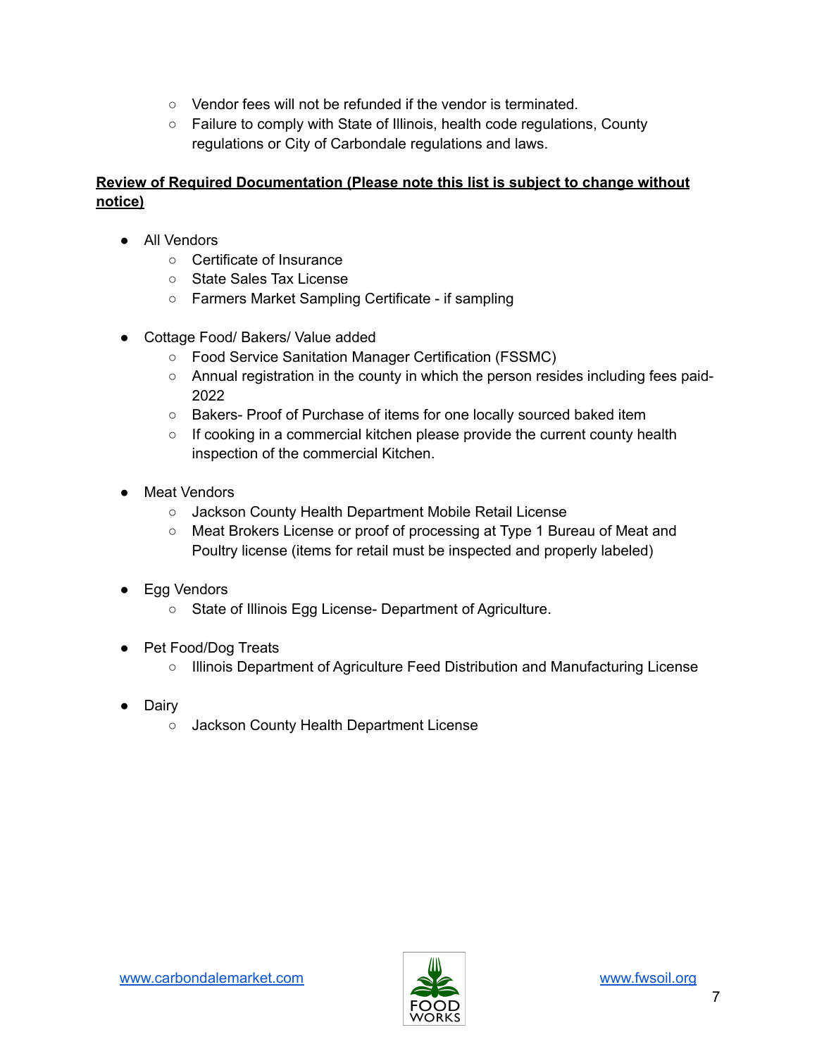- Vendor fees will not be refunded if the vendor is terminated.
- Failure to comply with State of Illinois, health code regulations, County regulations or City of Carbondale regulations and laws.

**Review of Required Documentation (Please note this list is subject to change without notice)**

- All Vendors
  - Certificate of Insurance
  - State Sales Tax License
  - Farmers Market Sampling Certificate - if sampling

- Cottage Food/ Bakers/ Value added
  - Food Service Sanitation Manager Certification (FSSMC)
  - Annual registration in the county in which the person resides including fees paid- 2022
  - Bakers- Proof of Purchase of items for one locally sourced baked item
  - If cooking in a commercial kitchen please provide the current county health inspection of the commercial Kitchen.

- Meat Vendors
  - Jackson County Health Department Mobile Retail License
  - Meat Brokers License or proof of processing at Type 1 Bureau of Meat and Poultry license (items for retail must be inspected and properly labeled)

- Egg Vendors
  - State of Illinois Egg License- Department of Agriculture.

- Pet Food/Dog Treats
  - Illinois Department of Agriculture Feed Distribution and Manufacturing License

- Dairy
  - Jackson County Health Department License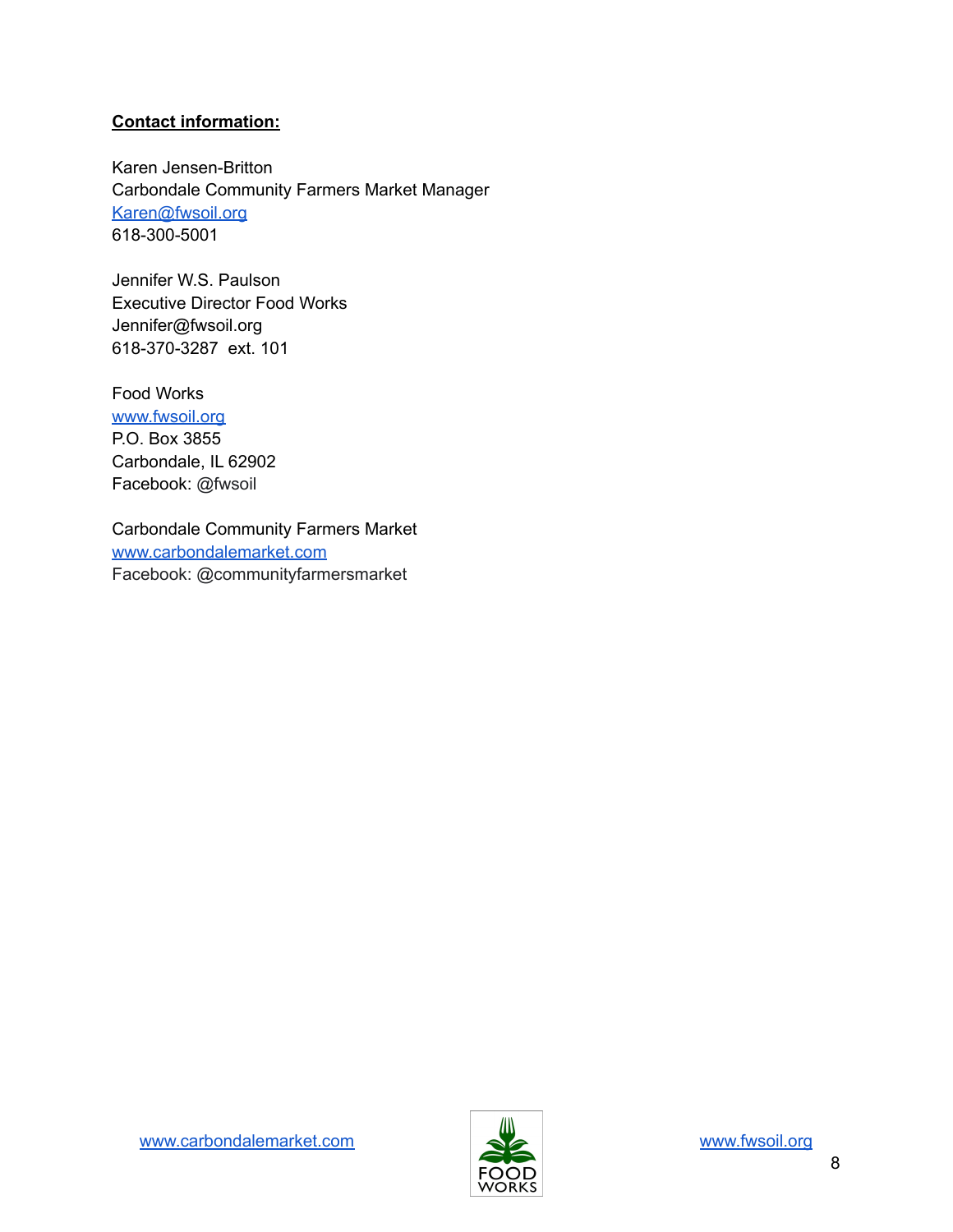**Contact information:**

Karen Jensen-Britton
Carbondale Community Farmers Market Manager
Karen@fwsoil.org
618-300-5001

Jennifer W.S. Paulson
Executive Director Food Works
Jennifer@fwsoil.org
618-370-3287 ext. 101

Food Works
www.fwsoil.org
P.O. Box 3855
Carbondale, IL 62902
Facebook: @fwsoil

Carbondale Community Farmers Market
www.carbondalemarket.com
Facebook: @communityfarmersmarket